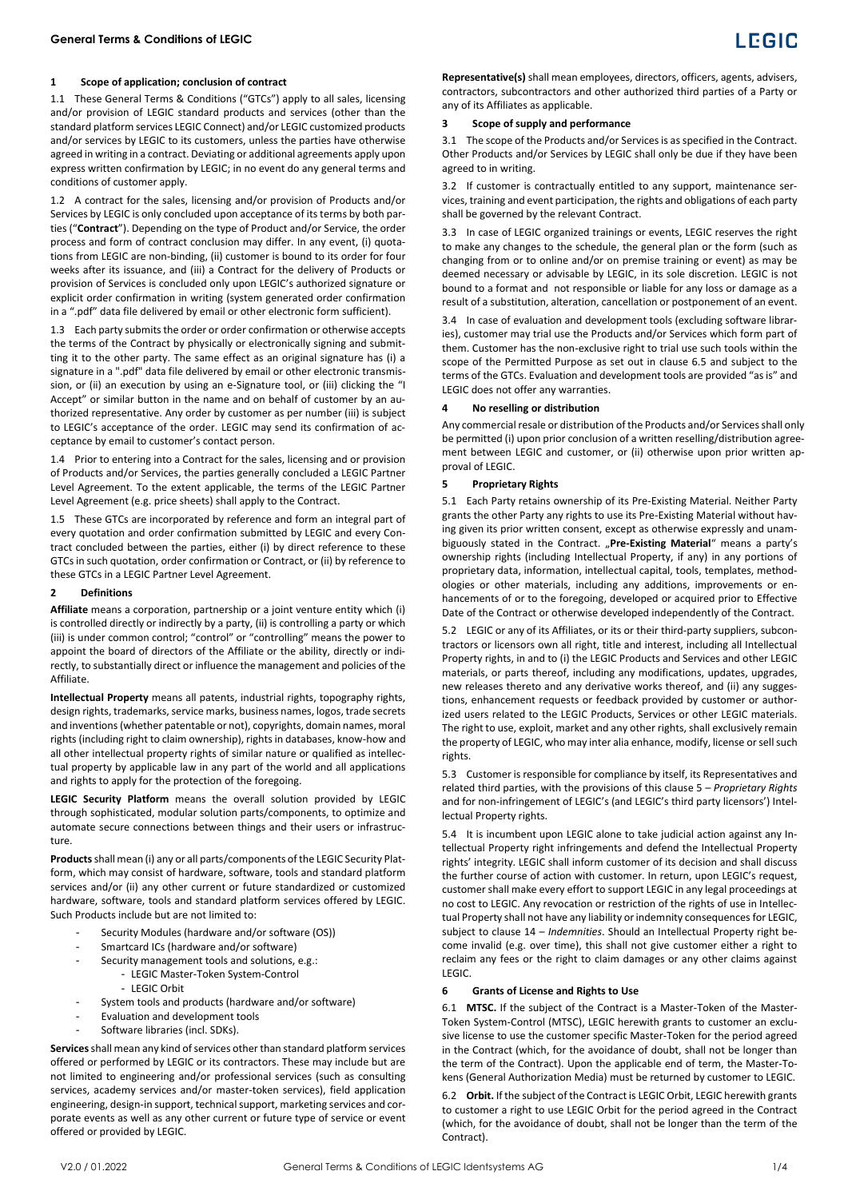## 1 Scope of application; conclusion of contract

1.1 These General Terms & Conditions ("GTCs") apply to all sales, licensing and/or provision of LEGIC standard products and services (other than the standard platform services LEGIC Connect) and/or LEGIC customized products and/or services by LEGIC to its customers, unless the parties have otherwise agreed in writing in a contract. Deviating or additional agreements apply upon express written confirmation by LEGIC; in no event do any general terms and conditions of customer apply.

1.2 A contract for the sales, licensing and/or provision of Products and/or Services by LEGIC is only concluded upon acceptance of its terms by both parties ("**Contract**"). Depending on the type of Product and/or Service, the order process and form of contract conclusion may differ. In any event, (i) quotations from LEGIC are non-binding, (ii) customer is bound to its order for four weeks after its issuance, and (iii) a Contract for the delivery of Products or provision of Services is concluded only upon LEGIC's authorized signature or explicit order confirmation in writing (system generated order confirmation in a ".pdf" data file delivered by email or other electronic form sufficient).

1.3 Each party submits the order or order confirmation or otherwise accepts the terms of the Contract by physically or electronically signing and submitting it to the other party. The same effect as an original signature has (i) a signature in a ".pdf" data file delivered by email or other electronic transmission, or (ii) an execution by using an e-Signature tool, or (iii) clicking the "I Accept" or similar button in the name and on behalf of customer by an authorized representative. Any order by customer as per number (iii) is subject to LEGIC's acceptance of the order. LEGIC may send its confirmation of acceptance by email to customer's contact person.

1.4 Prior to entering into a Contract for the sales, licensing and or provision of Products and/or Services, the parties generally concluded a LEGIC Partner Level Agreement. To the extent applicable, the terms of the LEGIC Partner Level Agreement (e.g. price sheets) shall apply to the Contract.

1.5 These GTCs are incorporated by reference and form an integral part of every quotation and order confirmation submitted by LEGIC and every Contract concluded between the parties, either (i) by direct reference to these GTCs in such quotation, order confirmation or Contract, or (ii) by reference to these GTCs in a LEGIC Partner Level Agreement.

## 2 Definitions

**Affiliate** means a corporation, partnership or a joint venture entity which (i) is controlled directly or indirectly by a party, (ii) is controlling a party or which (iii) is under common control; "control" or "controlling" means the power to appoint the board of directors of the Affiliate or the ability, directly or indirectly, to substantially direct or influence the management and policies of the Affiliate.

**Intellectual Property** means all patents, industrial rights, topography rights, design rights, trademarks, service marks, business names, logos, trade secrets and inventions (whether patentable or not), copyrights, domain names, moral rights (including right to claim ownership), rights in databases, know-how and all other intellectual property rights of similar nature or qualified as intellectual property by applicable law in any part of the world and all applications and rights to apply for the protection of the foregoing.

**LEGIC Security Platform** means the overall solution provided by LEGIC through sophisticated, modular solution parts/components, to optimize and automate secure connections between things and their users or infrastructure.

**Products** shall mean (i) any or all parts/components of the LEGIC Security Platform, which may consist of hardware, software, tools and standard platform services and/or (ii) any other current or future standardized or customized hardware, software, tools and standard platform services offered by LEGIC. Such Products include but are not limited to:

- Security Modules (hardware and/or software (OS))
- Smartcard ICs (hardware and/or software)
- Security management tools and solutions, e.g.:
  - LEGIC Master-Token System-Control
  - LEGIC Orbit
- System tools and products (hardware and/or software)
- Evaluation and development tools
- Software libraries (incl. SDKs).

**Services** shall mean any kind of services other than standard platform services offered or performed by LEGIC or its contractors. These may include but are not limited to engineering and/or professional services (such as consulting services, academy services and/or master-token services), field application engineering, design-in support, technical support, marketing services and corporate events as well as any other current or future type of service or event offered or provided by LEGIC.

**Representative(s)** shall mean employees, directors, officers, agents, advisers, contractors, subcontractors and other authorized third parties of a Party or any of its Affiliates as applicable.

## 3 Scope of supply and performance

3.1 The scope of the Products and/or Services is as specified in the Contract. Other Products and/or Services by LEGIC shall only be due if they have been agreed to in writing.

3.2 If customer is contractually entitled to any support, maintenance services, training and event participation, the rights and obligations of each party shall be governed by the relevant Contract.

3.3 In case of LEGIC organized trainings or events, LEGIC reserves the right to make any changes to the schedule, the general plan or the form (such as changing from or to online and/or on premise training or event) as may be deemed necessary or advisable by LEGIC, in its sole discretion. LEGIC is not bound to a format and not responsible or liable for any loss or damage as a result of a substitution, alteration, cancellation or postponement of an event.

3.4 In case of evaluation and development tools (excluding software libraries), customer may trial use the Products and/or Services which form part of them. Customer has the non-exclusive right to trial use such tools within the scope of the Permitted Purpose as set out in clause 6.5 and subject to the terms of the GTCs. Evaluation and development tools are provided "as is" and LEGIC does not offer any warranties.

## 4 No reselling or distribution

Any commercial resale or distribution of the Products and/or Services shall only be permitted (i) upon prior conclusion of a written reselling/distribution agreement between LEGIC and customer, or (ii) otherwise upon prior written approval of LEGIC.

## 5 Proprietary Rights

5.1 Each Party retains ownership of its Pre-Existing Material. Neither Party grants the other Party any rights to use its Pre-Existing Material without having given its prior written consent, except as otherwise expressly and unambiguously stated in the Contract. „**Pre-Existing Material**" means a party's ownership rights (including Intellectual Property, if any) in any portions of proprietary data, information, intellectual capital, tools, templates, methodologies or other materials, including any additions, improvements or enhancements of or to the foregoing, developed or acquired prior to Effective Date of the Contract or otherwise developed independently of the Contract.

5.2 LEGIC or any of its Affiliates, or its or their third-party suppliers, subcontractors or licensors own all right, title and interest, including all Intellectual Property rights, in and to (i) the LEGIC Products and Services and other LEGIC materials, or parts thereof, including any modifications, updates, upgrades, new releases thereto and any derivative works thereof, and (ii) any suggestions, enhancement requests or feedback provided by customer or authorized users related to the LEGIC Products, Services or other LEGIC materials. The right to use, exploit, market and any other rights, shall exclusively remain the property of LEGIC, who may inter alia enhance, modify, license or sell such rights.

5.3 Customer is responsible for compliance by itself, its Representatives and related third parties, with the provisions of this clause 5 – *Proprietary Rights* and for non-infringement of LEGIC's (and LEGIC's third party licensors') Intellectual Property rights.

5.4 It is incumbent upon LEGIC alone to take judicial action against any Intellectual Property right infringements and defend the Intellectual Property rights' integrity. LEGIC shall inform customer of its decision and shall discuss the further course of action with customer. In return, upon LEGIC's request, customer shall make every effort to support LEGIC in any legal proceedings at no cost to LEGIC. Any revocation or restriction of the rights of use in Intellectual Property shall not have any liability or indemnity consequences for LEGIC, subject to clause 14 – *Indemnities*. Should an Intellectual Property right become invalid (e.g. over time), this shall not give customer either a right to reclaim any fees or the right to claim damages or any other claims against LEGIC.

## 6 Grants of License and Rights to Use

6.1 **MTSC.** If the subject of the Contract is a Master-Token of the Master-Token System-Control (MTSC), LEGIC herewith grants to customer an exclusive license to use the customer specific Master-Token for the period agreed in the Contract (which, for the avoidance of doubt, shall not be longer than the term of the Contract). Upon the applicable end of term, the Master-Tokens (General Authorization Media) must be returned by customer to LEGIC.

6.2 **Orbit.** If the subject of the Contract is LEGIC Orbit, LEGIC herewith grants to customer a right to use LEGIC Orbit for the period agreed in the Contract (which, for the avoidance of doubt, shall not be longer than the term of the Contract).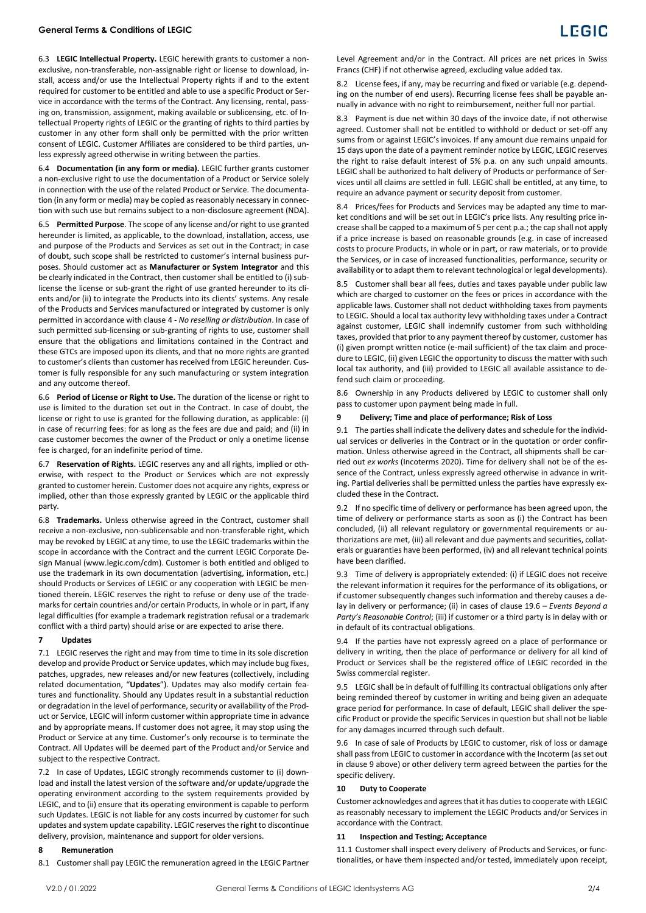6.3 **LEGIC Intellectual Property.** LEGIC herewith grants to customer a non-exclusive, non-transferable, non-assignable right or license to download, install, access and/or use the Intellectual Property rights if and to the extent required for customer to be entitled and able to use a specific Product or Service in accordance with the terms of the Contract. Any licensing, rental, passing on, transmission, assignment, making available or sublicensing, etc. of Intellectual Property rights of LEGIC or the granting of rights to third parties by customer in any other form shall only be permitted with the prior written consent of LEGIC. Customer Affiliates are considered to be third parties, unless expressly agreed otherwise in writing between the parties.

6.4 **Documentation (in any form or media).** LEGIC further grants customer a non-exclusive right to use the documentation of a Product or Service solely in connection with the use of the related Product or Service. The documentation (in any form or media) may be copied as reasonably necessary in connection with such use but remains subject to a non-disclosure agreement (NDA).

6.5 **Permitted Purpose**. The scope of any license and/or right to use granted hereunder is limited, as applicable, to the download, installation, access, use and purpose of the Products and Services as set out in the Contract; in case of doubt, such scope shall be restricted to customer's internal business purposes. Should customer act as **Manufacturer or System Integrator** and this be clearly indicated in the Contract, then customer shall be entitled to (i) sublicense the license or sub-grant the right of use granted hereunder to its clients and/or (ii) to integrate the Products into its clients' systems. Any resale of the Products and Services manufactured or integrated by customer is only permitted in accordance with clause 4 - *No reselling or distribution*. In case of such permitted sub-licensing or sub-granting of rights to use, customer shall ensure that the obligations and limitations contained in the Contract and these GTCs are imposed upon its clients, and that no more rights are granted to customer's clients than customer has received from LEGIC hereunder. Customer is fully responsible for any such manufacturing or system integration and any outcome thereof.

6.6 **Period of License or Right to Use.** The duration of the license or right to use is limited to the duration set out in the Contract. In case of doubt, the license or right to use is granted for the following duration, as applicable: (i) in case of recurring fees: for as long as the fees are due and paid; and (ii) in case customer becomes the owner of the Product or only a onetime license fee is charged, for an indefinite period of time.

6.7 **Reservation of Rights.** LEGIC reserves any and all rights, implied or otherwise, with respect to the Product or Services which are not expressly granted to customer herein. Customer does not acquire any rights, express or implied, other than those expressly granted by LEGIC or the applicable third party.

6.8 **Trademarks.** Unless otherwise agreed in the Contract, customer shall receive a non-exclusive, non-sublicensable and non-transferable right, which may be revoked by LEGIC at any time, to use the LEGIC trademarks within the scope in accordance with the Contract and the current LEGIC Corporate Design Manual (www.legic.com/cdm). Customer is both entitled and obliged to use the trademark in its own documentation (advertising, information, etc.) should Products or Services of LEGIC or any cooperation with LEGIC be mentioned therein. LEGIC reserves the right to refuse or deny use of the trademarks for certain countries and/or certain Products, in whole or in part, if any legal difficulties (for example a trademark registration refusal or a trademark conflict with a third party) should arise or are expected to arise there.

## 7 Updates

7.1 LEGIC reserves the right and may from time to time in its sole discretion develop and provide Product or Service updates, which may include bug fixes, patches, upgrades, new releases and/or new features (collectively, including related documentation, "**Updates**"). Updates may also modify certain features and functionality. Should any Updates result in a substantial reduction or degradation in the level of performance, security or availability of the Product or Service, LEGIC will inform customer within appropriate time in advance and by appropriate means. If customer does not agree, it may stop using the Product or Service at any time. Customer's only recourse is to terminate the Contract. All Updates will be deemed part of the Product and/or Service and subject to the respective Contract.

7.2 In case of Updates, LEGIC strongly recommends customer to (i) download and install the latest version of the software and/or update/upgrade the operating environment according to the system requirements provided by LEGIC, and to (ii) ensure that its operating environment is capable to perform such Updates. LEGIC is not liable for any costs incurred by customer for such updates and system update capability. LEGIC reserves the right to discontinue delivery, provision, maintenance and support for older versions.

## 8 Remuneration

8.1 Customer shall pay LEGIC the remuneration agreed in the LEGIC Partner Level Agreement and/or in the Contract. All prices are net prices in Swiss Francs (CHF) if not otherwise agreed, excluding value added tax.

8.2 License fees, if any, may be recurring and fixed or variable (e.g. depending on the number of end users). Recurring license fees shall be payable annually in advance with no right to reimbursement, neither full nor partial.

8.3 Payment is due net within 30 days of the invoice date, if not otherwise agreed. Customer shall not be entitled to withhold or deduct or set-off any sums from or against LEGIC's invoices. If any amount due remains unpaid for 15 days upon the date of a payment reminder notice by LEGIC, LEGIC reserves the right to raise default interest of 5% p.a. on any such unpaid amounts. LEGIC shall be authorized to halt delivery of Products or performance of Services until all claims are settled in full. LEGIC shall be entitled, at any time, to require an advance payment or security deposit from customer.

8.4 Prices/fees for Products and Services may be adapted any time to market conditions and will be set out in LEGIC's price lists. Any resulting price increase shall be capped to a maximum of 5 per cent p.a.; the cap shall not apply if a price increase is based on reasonable grounds (e.g. in case of increased costs to procure Products, in whole or in part, or raw materials, or to provide the Services, or in case of increased functionalities, performance, security or availability or to adapt them to relevant technological or legal developments).

8.5 Customer shall bear all fees, duties and taxes payable under public law which are charged to customer on the fees or prices in accordance with the applicable laws. Customer shall not deduct withholding taxes from payments to LEGIC. Should a local tax authority levy withholding taxes under a Contract against customer, LEGIC shall indemnify customer from such withholding taxes, provided that prior to any payment thereof by customer, customer has (i) given prompt written notice (e-mail sufficient) of the tax claim and procedure to LEGIC, (ii) given LEGIC the opportunity to discuss the matter with such local tax authority, and (iii) provided to LEGIC all available assistance to defend such claim or proceeding.

8.6 Ownership in any Products delivered by LEGIC to customer shall only pass to customer upon payment being made in full.

## 9 Delivery; Time and place of performance; Risk of Loss

9.1 The parties shall indicate the delivery dates and schedule for the individual services or deliveries in the Contract or in the quotation or order confirmation. Unless otherwise agreed in the Contract, all shipments shall be carried out *ex works* (Incoterms 2020). Time for delivery shall not be of the essence of the Contract, unless expressly agreed otherwise in advance in writing. Partial deliveries shall be permitted unless the parties have expressly excluded these in the Contract.

9.2 If no specific time of delivery or performance has been agreed upon, the time of delivery or performance starts as soon as (i) the Contract has been concluded, (ii) all relevant regulatory or governmental requirements or authorizations are met, (iii) all relevant and due payments and securities, collaterals or guaranties have been performed, (iv) and all relevant technical points have been clarified.

9.3 Time of delivery is appropriately extended: (i) if LEGIC does not receive the relevant information it requires for the performance of its obligations, or if customer subsequently changes such information and thereby causes a delay in delivery or performance; (ii) in cases of clause 19.6 – *Events Beyond a Party's Reasonable Control*; (iii) if customer or a third party is in delay with or in default of its contractual obligations.

9.4 If the parties have not expressly agreed on a place of performance or delivery in writing, then the place of performance or delivery for all kind of Product or Services shall be the registered office of LEGIC recorded in the Swiss commercial register.

9.5 LEGIC shall be in default of fulfilling its contractual obligations only after being reminded thereof by customer in writing and being given an adequate grace period for performance. In case of default, LEGIC shall deliver the specific Product or provide the specific Services in question but shall not be liable for any damages incurred through such default.

9.6 In case of sale of Products by LEGIC to customer, risk of loss or damage shall pass from LEGIC to customer in accordance with the Incoterm (as set out in clause 9 above) or other delivery term agreed between the parties for the specific delivery.

## 10 Duty to Cooperate

Customer acknowledges and agrees that it has duties to cooperate with LEGIC as reasonably necessary to implement the LEGIC Products and/or Services in accordance with the Contract.

## 11 Inspection and Testing; Acceptance

11.1 Customer shall inspect every delivery of Products and Services, or functionalities, or have them inspected and/or tested, immediately upon receipt,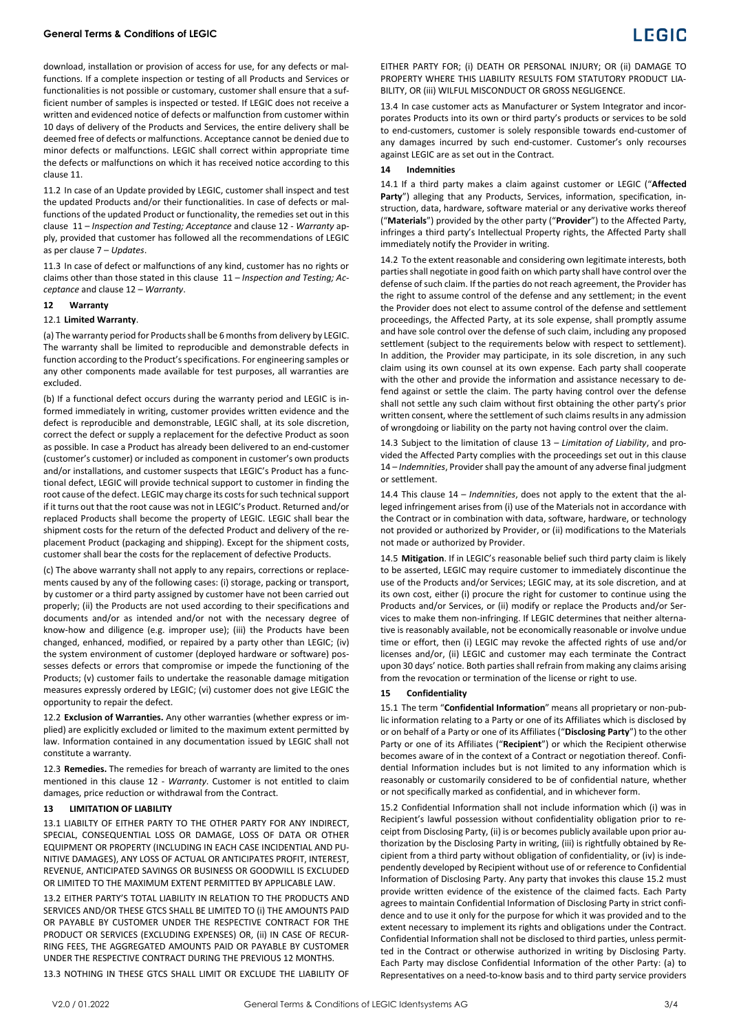download, installation or provision of access for use, for any defects or malfunctions. If a complete inspection or testing of all Products and Services or functionalities is not possible or customary, customer shall ensure that a sufficient number of samples is inspected or tested. If LEGIC does not receive a written and evidenced notice of defects or malfunction from customer within 10 days of delivery of the Products and Services, the entire delivery shall be deemed free of defects or malfunctions. Acceptance cannot be denied due to minor defects or malfunctions. LEGIC shall correct within appropriate time the defects or malfunctions on which it has received notice according to this clause 11.

11.2 In case of an Update provided by LEGIC, customer shall inspect and test the updated Products and/or their functionalities. In case of defects or malfunctions of the updated Product or functionality, the remedies set out in this clause 11 – *Inspection and Testing; Acceptance* and clause 12 - *Warranty* apply, provided that customer has followed all the recommendations of LEGIC as per clause 7 – *Updates*.

11.3 In case of defect or malfunctions of any kind, customer has no rights or claims other than those stated in this clause 11 – *Inspection and Testing; Acceptance* and clause 12 – *Warranty*.

## 12 Warranty

12.1 **Limited Warranty**.

(a) The warranty period for Products shall be 6 months from delivery by LEGIC. The warranty shall be limited to reproducible and demonstrable defects in function according to the Product's specifications. For engineering samples or any other components made available for test purposes, all warranties are excluded.

(b) If a functional defect occurs during the warranty period and LEGIC is informed immediately in writing, customer provides written evidence and the defect is reproducible and demonstrable, LEGIC shall, at its sole discretion, correct the defect or supply a replacement for the defective Product as soon as possible. In case a Product has already been delivered to an end-customer (customer's customer) or included as component in customer's own products and/or installations, and customer suspects that LEGIC's Product has a functional defect, LEGIC will provide technical support to customer in finding the root cause of the defect. LEGIC may charge its costs for such technical support if it turns out that the root cause was not in LEGIC's Product. Returned and/or replaced Products shall become the property of LEGIC. LEGIC shall bear the shipment costs for the return of the defected Product and delivery of the replacement Product (packaging and shipping). Except for the shipment costs, customer shall bear the costs for the replacement of defective Products.

(c) The above warranty shall not apply to any repairs, corrections or replacements caused by any of the following cases: (i) storage, packing or transport, by customer or a third party assigned by customer have not been carried out properly; (ii) the Products are not used according to their specifications and documents and/or as intended and/or not with the necessary degree of know-how and diligence (e.g. improper use); (iii) the Products have been changed, enhanced, modified, or repaired by a party other than LEGIC; (iv) the system environment of customer (deployed hardware or software) possesses defects or errors that compromise or impede the functioning of the Products; (v) customer fails to undertake the reasonable damage mitigation measures expressly ordered by LEGIC; (vi) customer does not give LEGIC the opportunity to repair the defect.

12.2 **Exclusion of Warranties.** Any other warranties (whether express or implied) are explicitly excluded or limited to the maximum extent permitted by law. Information contained in any documentation issued by LEGIC shall not constitute a warranty.

12.3 **Remedies.** The remedies for breach of warranty are limited to the ones mentioned in this clause 12 - *Warranty*. Customer is not entitled to claim damages, price reduction or withdrawal from the Contract.

## 13 LIMITATION OF LIABILITY

13.1 LIABILTY OF EITHER PARTY TO THE OTHER PARTY FOR ANY INDIRECT, SPECIAL, CONSEQUENTIAL LOSS OR DAMAGE, LOSS OF DATA OR OTHER EQUIPMENT OR PROPERTY (INCLUDING IN EACH CASE INCIDENTIAL AND PUNITIVE DAMAGES), ANY LOSS OF ACTUAL OR ANTICIPATES PROFIT, INTEREST, REVENUE, ANTICIPATED SAVINGS OR BUSINESS OR GOODWILL IS EXCLUDED OR LIMITED TO THE MAXIMUM EXTENT PERMITTED BY APPLICABLE LAW.

13.2 EITHER PARTY'S TOTAL LIABILITY IN RELATION TO THE PRODUCTS AND SERVICES AND/OR THESE GTCS SHALL BE LIMITED TO (i) THE AMOUNTS PAID OR PAYABLE BY CUSTOMER UNDER THE RESPECTIVE CONTRACT FOR THE PRODUCT OR SERVICES (EXCLUDING EXPENSES) OR, (ii) IN CASE OF RECURRING FEES, THE AGGREGATED AMOUNTS PAID OR PAYABLE BY CUSTOMER UNDER THE RESPECTIVE CONTRACT DURING THE PREVIOUS 12 MONTHS.

13.3 NOTHING IN THESE GTCS SHALL LIMIT OR EXCLUDE THE LIABILITY OF EITHER PARTY FOR; (i) DEATH OR PERSONAL INJURY; OR (ii) DAMAGE TO PROPERTY WHERE THIS LIABILITY RESULTS FOM STATUTORY PRODUCT LIABILITY, OR (iii) WILFUL MISCONDUCT OR GROSS NEGLIGENCE.

13.4 In case customer acts as Manufacturer or System Integrator and incorporates Products into its own or third party's products or services to be sold to end-customers, customer is solely responsible towards end-customer of any damages incurred by such end-customer. Customer's only recourses against LEGIC are as set out in the Contract.

## 14 Indemnities

14.1 If a third party makes a claim against customer or LEGIC ("**Affected Party**") alleging that any Products, Services, information, specification, instruction, data, hardware, software material or any derivative works thereof ("**Materials**") provided by the other party ("**Provider**") to the Affected Party, infringes a third party's Intellectual Property rights, the Affected Party shall immediately notify the Provider in writing.

14.2 To the extent reasonable and considering own legitimate interests, both parties shall negotiate in good faith on which party shall have control over the defense of such claim. If the parties do not reach agreement, the Provider has the right to assume control of the defense and any settlement; in the event the Provider does not elect to assume control of the defense and settlement proceedings, the Affected Party, at its sole expense, shall promptly assume and have sole control over the defense of such claim, including any proposed settlement (subject to the requirements below with respect to settlement). In addition, the Provider may participate, in its sole discretion, in any such claim using its own counsel at its own expense. Each party shall cooperate with the other and provide the information and assistance necessary to defend against or settle the claim. The party having control over the defense shall not settle any such claim without first obtaining the other party's prior written consent, where the settlement of such claims results in any admission of wrongdoing or liability on the party not having control over the claim.

14.3 Subject to the limitation of clause 13 – *Limitation of Liability*, and provided the Affected Party complies with the proceedings set out in this clause 14 – *Indemnities*, Provider shall pay the amount of any adverse final judgment or settlement.

14.4 This clause 14 – *Indemnities*, does not apply to the extent that the alleged infringement arises from (i) use of the Materials not in accordance with the Contract or in combination with data, software, hardware, or technology not provided or authorized by Provider, or (ii) modifications to the Materials not made or authorized by Provider.

14.5 **Mitigation**. If in LEGIC's reasonable belief such third party claim is likely to be asserted, LEGIC may require customer to immediately discontinue the use of the Products and/or Services; LEGIC may, at its sole discretion, and at its own cost, either (i) procure the right for customer to continue using the Products and/or Services, or (ii) modify or replace the Products and/or Services to make them non-infringing. If LEGIC determines that neither alternative is reasonably available, not be economically reasonable or involve undue time or effort, then (i) LEGIC may revoke the affected rights of use and/or licenses and/or, (ii) LEGIC and customer may each terminate the Contract upon 30 days' notice. Both parties shall refrain from making any claims arising from the revocation or termination of the license or right to use.

## 15 Confidentiality

15.1 The term "**Confidential Information**" means all proprietary or non-public information relating to a Party or one of its Affiliates which is disclosed by or on behalf of a Party or one of its Affiliates ("**Disclosing Party**") to the other Party or one of its Affiliates ("**Recipient**") or which the Recipient otherwise becomes aware of in the context of a Contract or negotiation thereof. Confidential Information includes but is not limited to any information which is reasonably or customarily considered to be of confidential nature, whether or not specifically marked as confidential, and in whichever form.

15.2 Confidential Information shall not include information which (i) was in Recipient's lawful possession without confidentiality obligation prior to receipt from Disclosing Party, (ii) is or becomes publicly available upon prior authorization by the Disclosing Party in writing, (iii) is rightfully obtained by Recipient from a third party without obligation of confidentiality, or (iv) is independently developed by Recipient without use of or reference to Confidential Information of Disclosing Party. Any party that invokes this clause 15.2 must provide written evidence of the existence of the claimed facts. Each Party agrees to maintain Confidential Information of Disclosing Party in strict confidence and to use it only for the purpose for which it was provided and to the extent necessary to implement its rights and obligations under the Contract. Confidential Information shall not be disclosed to third parties, unless permitted in the Contract or otherwise authorized in writing by Disclosing Party. Each Party may disclose Confidential Information of the other Party: (a) to Representatives on a need-to-know basis and to third party service providers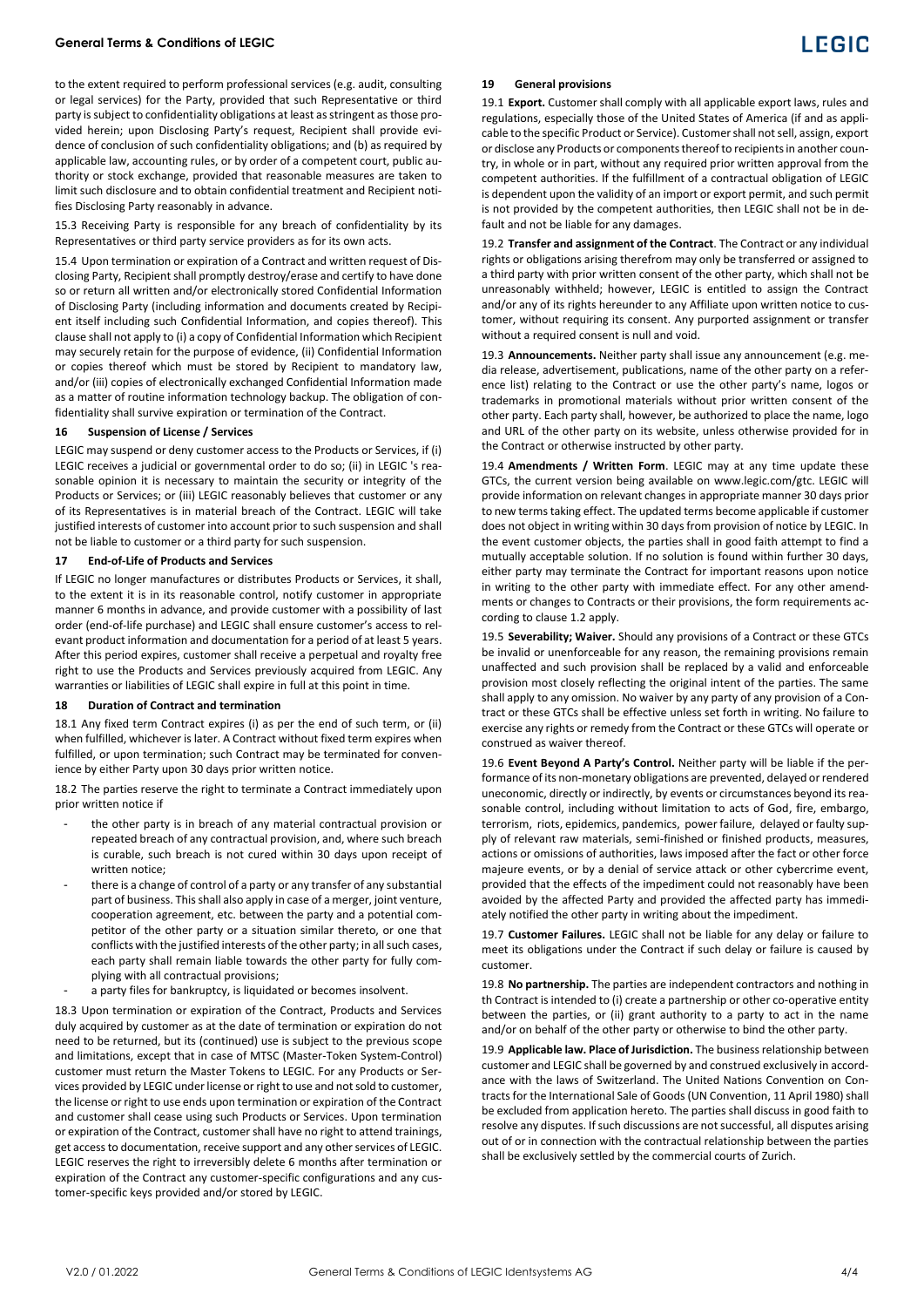to the extent required to perform professional services (e.g. audit, consulting or legal services) for the Party, provided that such Representative or third party is subject to confidentiality obligations at least as stringent as those provided herein; upon Disclosing Party's request, Recipient shall provide evidence of conclusion of such confidentiality obligations; and (b) as required by applicable law, accounting rules, or by order of a competent court, public authority or stock exchange, provided that reasonable measures are taken to limit such disclosure and to obtain confidential treatment and Recipient notifies Disclosing Party reasonably in advance.

15.3 Receiving Party is responsible for any breach of confidentiality by its Representatives or third party service providers as for its own acts.

15.4 Upon termination or expiration of a Contract and written request of Disclosing Party, Recipient shall promptly destroy/erase and certify to have done so or return all written and/or electronically stored Confidential Information of Disclosing Party (including information and documents created by Recipient itself including such Confidential Information, and copies thereof). This clause shall not apply to (i) a copy of Confidential Information which Recipient may securely retain for the purpose of evidence, (ii) Confidential Information or copies thereof which must be stored by Recipient to mandatory law, and/or (iii) copies of electronically exchanged Confidential Information made as a matter of routine information technology backup. The obligation of confidentiality shall survive expiration or termination of the Contract.

## 16 Suspension of License / Services

LEGIC may suspend or deny customer access to the Products or Services, if (i) LEGIC receives a judicial or governmental order to do so; (ii) in LEGIC 's reasonable opinion it is necessary to maintain the security or integrity of the Products or Services; or (iii) LEGIC reasonably believes that customer or any of its Representatives is in material breach of the Contract. LEGIC will take justified interests of customer into account prior to such suspension and shall not be liable to customer or a third party for such suspension.

## 17 End-of-Life of Products and Services

If LEGIC no longer manufactures or distributes Products or Services, it shall, to the extent it is in its reasonable control, notify customer in appropriate manner 6 months in advance, and provide customer with a possibility of last order (end-of-life purchase) and LEGIC shall ensure customer's access to relevant product information and documentation for a period of at least 5 years. After this period expires, customer shall receive a perpetual and royalty free right to use the Products and Services previously acquired from LEGIC. Any warranties or liabilities of LEGIC shall expire in full at this point in time.

## 18 Duration of Contract and termination

18.1 Any fixed term Contract expires (i) as per the end of such term, or (ii) when fulfilled, whichever is later. A Contract without fixed term expires when fulfilled, or upon termination; such Contract may be terminated for convenience by either Party upon 30 days prior written notice.

18.2 The parties reserve the right to terminate a Contract immediately upon prior written notice if

- the other party is in breach of any material contractual provision or repeated breach of any contractual provision, and, where such breach is curable, such breach is not cured within 30 days upon receipt of written notice;
- there is a change of control of a party or any transfer of any substantial part of business. This shall also apply in case of a merger, joint venture, cooperation agreement, etc. between the party and a potential competitor of the other party or a situation similar thereto, or one that conflicts with the justified interests of the other party; in all such cases, each party shall remain liable towards the other party for fully complying with all contractual provisions;
- a party files for bankruptcy, is liquidated or becomes insolvent.

18.3 Upon termination or expiration of the Contract, Products and Services duly acquired by customer as at the date of termination or expiration do not need to be returned, but its (continued) use is subject to the previous scope and limitations, except that in case of MTSC (Master-Token System-Control) customer must return the Master Tokens to LEGIC. For any Products or Services provided by LEGIC under license or right to use and not sold to customer, the license or right to use ends upon termination or expiration of the Contract and customer shall cease using such Products or Services. Upon termination or expiration of the Contract, customer shall have no right to attend trainings, get access to documentation, receive support and any other services of LEGIC. LEGIC reserves the right to irreversibly delete 6 months after termination or expiration of the Contract any customer-specific configurations and any customer-specific keys provided and/or stored by LEGIC.

## 19 General provisions

19.1 **Export.** Customer shall comply with all applicable export laws, rules and regulations, especially those of the United States of America (if and as applicable to the specific Product or Service). Customer shall not sell, assign, export or disclose any Products or components thereof to recipients in another country, in whole or in part, without any required prior written approval from the competent authorities. If the fulfillment of a contractual obligation of LEGIC is dependent upon the validity of an import or export permit, and such permit is not provided by the competent authorities, then LEGIC shall not be in default and not be liable for any damages.

19.2 **Transfer and assignment of the Contract**. The Contract or any individual rights or obligations arising therefrom may only be transferred or assigned to a third party with prior written consent of the other party, which shall not be unreasonably withheld; however, LEGIC is entitled to assign the Contract and/or any of its rights hereunder to any Affiliate upon written notice to customer, without requiring its consent. Any purported assignment or transfer without a required consent is null and void.

19.3 **Announcements.** Neither party shall issue any announcement (e.g. media release, advertisement, publications, name of the other party on a reference list) relating to the Contract or use the other party's name, logos or trademarks in promotional materials without prior written consent of the other party. Each party shall, however, be authorized to place the name, logo and URL of the other party on its website, unless otherwise provided for in the Contract or otherwise instructed by other party.

19.4 **Amendments / Written Form**. LEGIC may at any time update these GTCs, the current version being available on www.legic.com/gtc. LEGIC will provide information on relevant changes in appropriate manner 30 days prior to new terms taking effect. The updated terms become applicable if customer does not object in writing within 30 days from provision of notice by LEGIC. In the event customer objects, the parties shall in good faith attempt to find a mutually acceptable solution. If no solution is found within further 30 days, either party may terminate the Contract for important reasons upon notice in writing to the other party with immediate effect. For any other amendments or changes to Contracts or their provisions, the form requirements according to clause 1.2 apply.

19.5 **Severability; Waiver.** Should any provisions of a Contract or these GTCs be invalid or unenforceable for any reason, the remaining provisions remain unaffected and such provision shall be replaced by a valid and enforceable provision most closely reflecting the original intent of the parties. The same shall apply to any omission. No waiver by any party of any provision of a Contract or these GTCs shall be effective unless set forth in writing. No failure to exercise any rights or remedy from the Contract or these GTCs will operate or construed as waiver thereof.

19.6 **Event Beyond A Party's Control.** Neither party will be liable if the performance of its non-monetary obligations are prevented, delayed or rendered uneconomic, directly or indirectly, by events or circumstances beyond its reasonable control, including without limitation to acts of God, fire, embargo, terrorism, riots, epidemics, pandemics, power failure, delayed or faulty supply of relevant raw materials, semi-finished or finished products, measures, actions or omissions of authorities, laws imposed after the fact or other force majeure events, or by a denial of service attack or other cybercrime event, provided that the effects of the impediment could not reasonably have been avoided by the affected Party and provided the affected party has immediately notified the other party in writing about the impediment.

19.7 **Customer Failures.** LEGIC shall not be liable for any delay or failure to meet its obligations under the Contract if such delay or failure is caused by customer.

19.8 **No partnership.** The parties are independent contractors and nothing in th Contract is intended to (i) create a partnership or other co-operative entity between the parties, or (ii) grant authority to a party to act in the name and/or on behalf of the other party or otherwise to bind the other party.

19.9 **Applicable law. Place of Jurisdiction.** The business relationship between customer and LEGIC shall be governed by and construed exclusively in accordance with the laws of Switzerland. The United Nations Convention on Contracts for the International Sale of Goods (UN Convention, 11 April 1980) shall be excluded from application hereto. The parties shall discuss in good faith to resolve any disputes. If such discussions are not successful, all disputes arising out of or in connection with the contractual relationship between the parties shall be exclusively settled by the commercial courts of Zurich.